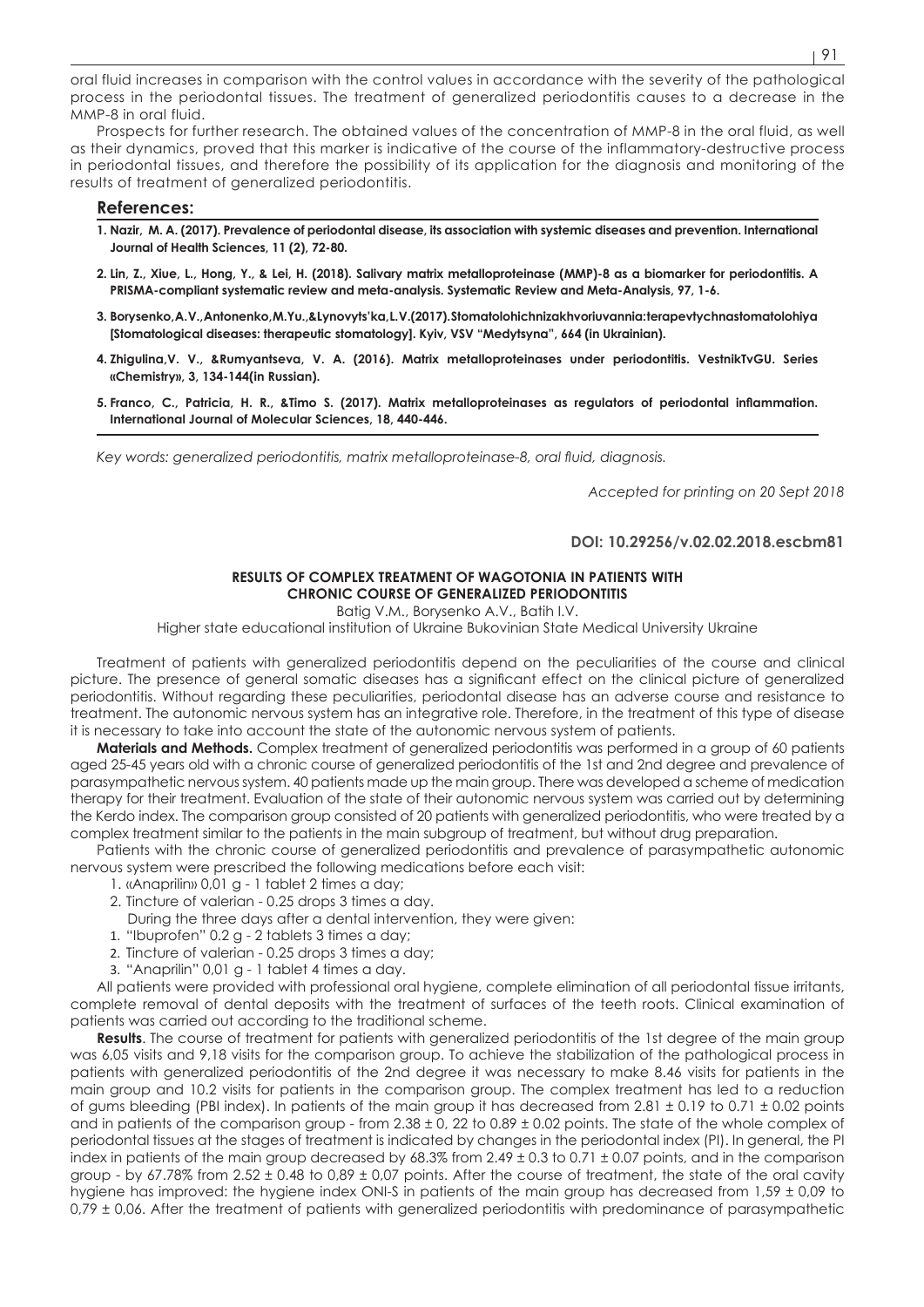oral fluid increases in comparison with the control values in accordance with the severity of the pathological process in the periodontal tissues. The treatment of generalized periodontitis causes to a decrease in the MMP-8 in oral fluid.

Prospects for further research. The obtained values of the concentration of MMP-8 in the oral fluid, as well as their dynamics, proved that this marker is indicative of the course of the inflammatory-destructive process in periodontal tissues, and therefore the possibility of its application for the diagnosis and monitoring of the results of treatment of generalized periodontitis.

## References:

1. **Nazir, M. A. (2017). Prevalence of periodontal disease, its association with systemic diseases and prevention. International Journal of Health Sciences, 11 (2), 72-80.**
2. **Lin, Z., Xiue, L., Hong, Y., & Lei, H. (2018). Salivary matrix metalloproteinase (MMP)-8 as a biomarker for periodontitis. A PRISMA-compliant systematic review and meta-analysis. Systematic Review and Meta-Analysis, 97, 1-6.**
3. **Borysenko,A.V.,Antonenko,M.Yu.,&Lynovyts'ka,L.V.(2017).Stomatolohichnizakhvoriuvannia:terapevtychnastomatolohiya [Stomatological diseases: therapeutic stomatology]. Kyiv, VSV "Medytsyna", 664 (in Ukrainian).**
4. **Zhigulina,V. V., &Rumyantseva, V. A. (2016). Matrix metalloproteinases under periodontitis. VestnikTvGU. Series «Chemistry», 3, 134-144(in Russian).**
5. **Franco, C., Patricia, H. R., &Timo S. (2017). Matrix metalloproteinases as regulators of periodontal inflammation. International Journal of Molecular Sciences, 18, 440-446.**

*Key words: generalized periodontitis, matrix metalloproteinase-8, oral fluid, diagnosis.*

*Accepted for printing on 20 Sept 2018*

**DOI: 10.29256/v.02.02.2018.escbm81**

## RESULTS OF COMPLEX TREATMENT OF WAGOTONIA IN PATIENTS WITH CHRONIC COURSE OF GENERALIZED PERIODONTITIS

Batig V.M., Borysenko A.V., Batih I.V.

Higher state educational institution of Ukraine Bukovinian State Medical University Ukraine

Treatment of patients with generalized periodontitis depend on the peculiarities of the course and clinical picture. The presence of general somatic diseases has a significant effect on the clinical picture of generalized periodontitis. Without regarding these peculiarities, periodontal disease has an adverse course and resistance to treatment. The autonomic nervous system has an integrative role. Therefore, in the treatment of this type of disease it is necessary to take into account the state of the autonomic nervous system of patients.

**Materials and Methods.** Complex treatment of generalized periodontitis was performed in a group of 60 patients aged 25-45 years old with a chronic course of generalized periodontitis of the 1st and 2nd degree and prevalence of parasympathetic nervous system. 40 patients made up the main group. There was developed a scheme of medication therapy for their treatment. Evaluation of the state of their autonomic nervous system was carried out by determining the Kerdo index. The comparison group consisted of 20 patients with generalized periodontitis, who were treated by a complex treatment similar to the patients in the main subgroup of treatment, but without drug preparation.

Patients with the chronic course of generalized periodontitis and prevalence of parasympathetic autonomic nervous system were prescribed the following medications before each visit:

1. «Anaprilin» 0,01 g - 1 tablet 2 times a day;
2. Tincture of valerian - 0.25 drops 3 times a day.

During the three days after a dental intervention, they were given:

1. "Ibuprofen" 0.2 g - 2 tablets 3 times a day;
2. Tincture of valerian - 0.25 drops 3 times a day;
3. "Anaprilin" 0,01 g - 1 tablet 4 times a day.

All patients were provided with professional oral hygiene, complete elimination of all periodontal tissue irritants, complete removal of dental deposits with the treatment of surfaces of the teeth roots. Clinical examination of patients was carried out according to the traditional scheme.

**Results**. The course of treatment for patients with generalized periodontitis of the 1st degree of the main group was 6,05 visits and 9,18 visits for the comparison group. To achieve the stabilization of the pathological process in patients with generalized periodontitis of the 2nd degree it was necessary to make 8.46 visits for patients in the main group and 10.2 visits for patients in the comparison group. The complex treatment has led to a reduction of gums bleeding (PBI index). In patients of the main group it has decreased from 2.81 ± 0.19 to 0.71 ± 0.02 points and in patients of the comparison group - from 2.38 ± 0, 22 to 0.89 ± 0.02 points. The state of the whole complex of periodontal tissues at the stages of treatment is indicated by changes in the periodontal index (PI). In general, the PI index in patients of the main group decreased by 68.3% from 2.49 ± 0.3 to 0.71 ± 0.07 points, and in the comparison group - by 67.78% from 2.52 ± 0.48 to 0,89 ± 0,07 points. After the course of treatment, the state of the oral cavity hygiene has improved: the hygiene index ONI-S in patients of the main group has decreased from 1,59 ± 0,09 to 0,79 ± 0,06. After the treatment of patients with generalized periodontitis with predominance of parasympathetic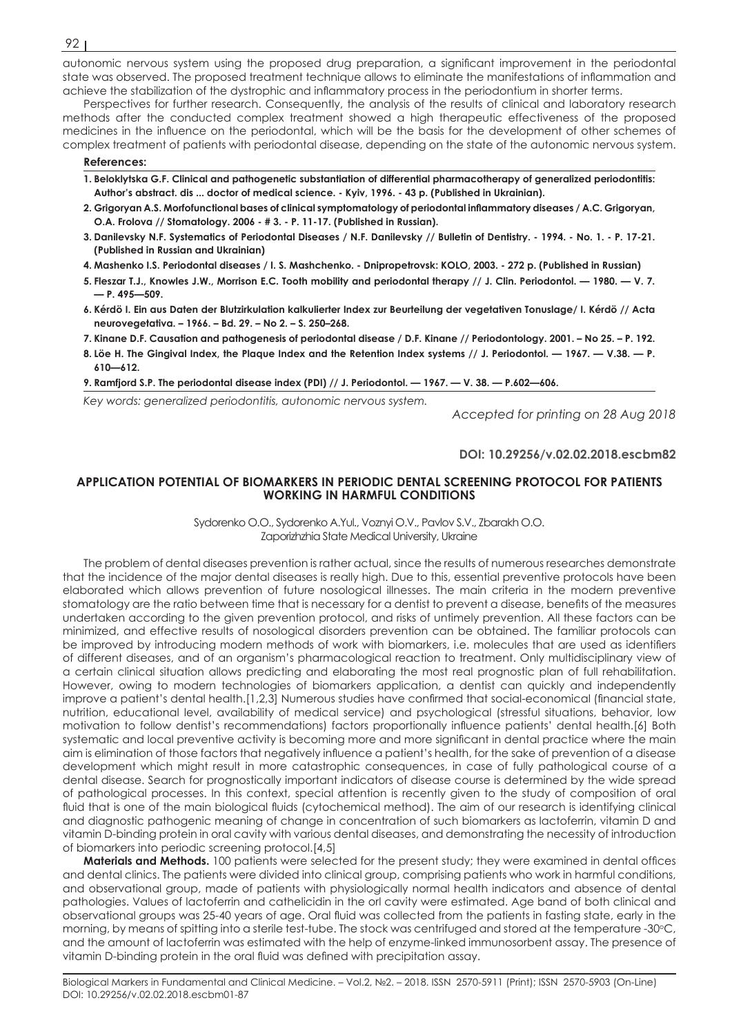autonomic nervous system using the proposed drug preparation, a significant improvement in the periodontal state was observed. The proposed treatment technique allows to eliminate the manifestations of inflammation and achieve the stabilization of the dystrophic and inflammatory process in the periodontium in shorter terms.

Perspectives for further research. Consequently, the analysis of the results of clinical and laboratory research methods after the conducted complex treatment showed a high therapeutic effectiveness of the proposed medicines in the influence on the periodontal, which will be the basis for the development of other schemes of complex treatment of patients with periodontal disease, depending on the state of the autonomic nervous system.

**References:**

1. **Beloklytska G.F. Clinical and pathogenetic substantiation of differential pharmacotherapy of generalized periodontitis: Author's abstract. dis ... doctor of medical science. - Kyiv, 1996. - 43 p. (Published in Ukrainian).**
2. **Grigoryan A.S. Morfofunctional bases of clinical symptomatology of periodontal inflammatory diseases / A.C. Grigoryan, O.A. Frolova // Stomatology. 2006 - # 3. - P. 11-17. (Published in Russian).**
3. **Danilevsky N.F. Systematics of Periodontal Diseases / N.F. Danilevsky // Bulletin of Dentistry. - 1994. - No. 1. - P. 17-21. (Published in Russian and Ukrainian)**
4. **Mashenko I.S. Periodontal diseases / I. S. Mashchenko. - Dnipropetrovsk: KOLO, 2003. - 272 p. (Published in Russian)**
5. **Fleszar T.J., Knowles J.W., Morrison E.C. Tooth mobility and periodontal therapy // J. Clin. Periodontol. — 1980. — V. 7. — P. 495—509.**
6. **Kérdö I. Ein aus Daten der Blutzirkulation kalkulierter Index zur Beurteilung der vegetativen Tonuslage/ I. Kérdö // Acta neurovegetativa. – 1966. – Bd. 29. – No 2. – S. 250–268.**
7. **Kinane D.F. Causation and pathogenesis of periodontal disease / D.F. Kinane // Periodontology. 2001. – No 25. – P. 192.**
8. **Löe H. The Gingival Index, the Plaque Index and the Retention Index systems // J. Periodontol. — 1967. — V.38. — P. 610—612.**
9. **Ramfjord S.P. The periodontal disease index (PDI) // J. Periodontol. — 1967. — V. 38. — P.602—606.**

*Key words: generalized periodontitis, autonomic nervous system.*

*Accepted for printing on 28 Aug 2018*

**DOI: 10.29256/v.02.02.2018.escbm82**

## APPLICATION POTENTIAL OF BIOMARKERS IN PERIODIC DENTAL SCREENING PROTOCOL FOR PATIENTS WORKING IN HARMFUL CONDITIONS

Sydorenko O.O., Sydorenko A.Yul., Voznyi O.V., Pavlov S.V., Zbarakh O.O.
Zaporizhzhia State Medical University, Ukraine

The problem of dental diseases prevention is rather actual, since the results of numerous researches demonstrate that the incidence of the major dental diseases is really high. Due to this, essential preventive protocols have been elaborated which allows prevention of future nosological illnesses. The main criteria in the modern preventive stomatology are the ratio between time that is necessary for a dentist to prevent a disease, benefits of the measures undertaken according to the given prevention protocol, and risks of untimely prevention. All these factors can be minimized, and effective results of nosological disorders prevention can be obtained. The familiar protocols can be improved by introducing modern methods of work with biomarkers, i.e. molecules that are used as identifiers of different diseases, and of an organism's pharmacological reaction to treatment. Only multidisciplinary view of a certain clinical situation allows predicting and elaborating the most real prognostic plan of full rehabilitation. However, owing to modern technologies of biomarkers application, a dentist can quickly and independently improve a patient's dental health.[1,2,3] Numerous studies have confirmed that social-economical (financial state, nutrition, educational level, availability of medical service) and psychological (stressful situations, behavior, low motivation to follow dentist's recommendations) factors proportionally influence patients' dental health.[6] Both systematic and local preventive activity is becoming more and more significant in dental practice where the main aim is elimination of those factors that negatively influence a patient's health, for the sake of prevention of a disease development which might result in more catastrophic consequences, in case of fully pathological course of a dental disease. Search for prognostically important indicators of disease course is determined by the wide spread of pathological processes. In this context, special attention is recently given to the study of composition of oral fluid that is one of the main biological fluids (cytochemical method). The aim of our research is identifying clinical and diagnostic pathogenic meaning of change in concentration of such biomarkers as lactoferrin, vitamin D and vitamin D-binding protein in oral cavity with various dental diseases, and demonstrating the necessity of introduction of biomarkers into periodic screening protocol.[4,5]

**Materials and Methods.** 100 patients were selected for the present study; they were examined in dental offices and dental clinics. The patients were divided into clinical group, comprising patients who work in harmful conditions, and observational group, made of patients with physiologically normal health indicators and absence of dental pathologies. Values of lactoferrin and cathelicidin in the orl cavity were estimated. Age band of both clinical and observational groups was 25-40 years of age. Oral fluid was collected from the patients in fasting state, early in the morning, by means of spitting into a sterile test-tube. The stock was centrifuged and stored at the temperature -30°C, and the amount of lactoferrin was estimated with the help of enzyme-linked immunosorbent assay. The presence of vitamin D-binding protein in the oral fluid was defined with precipitation assay.